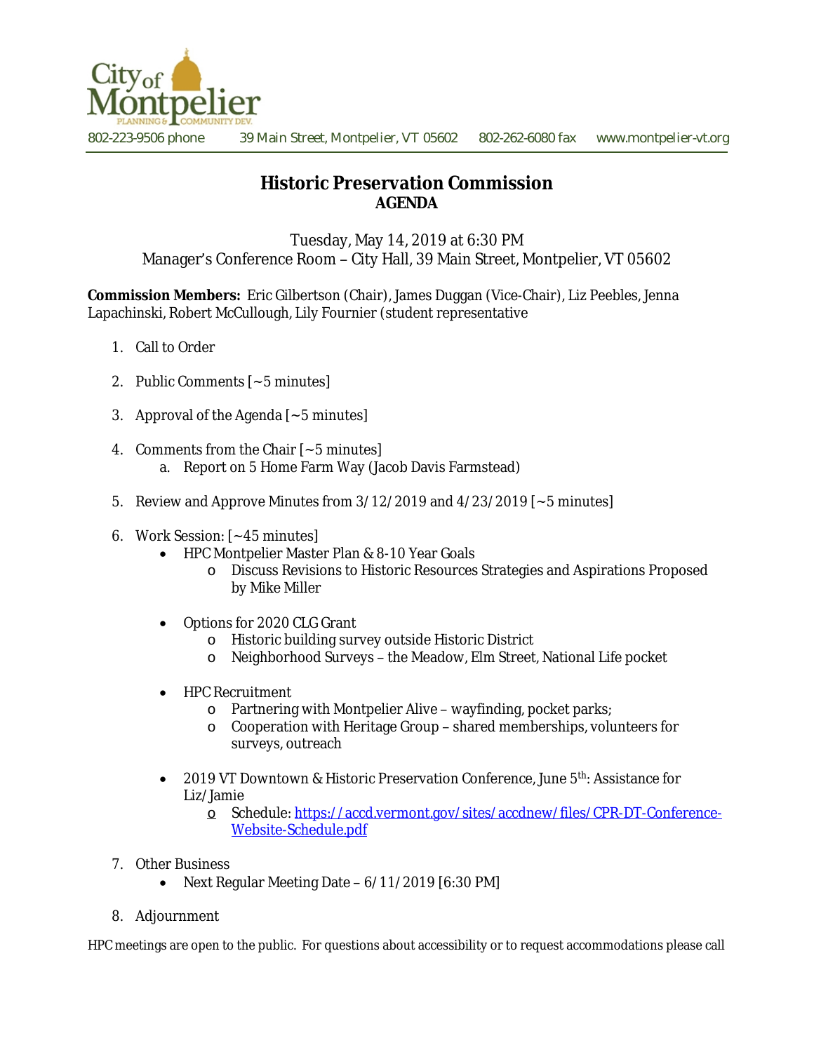City of Montpelier
PLANNING & COMMUNITY DEV.

802-223-9506 phone    39 Main Street, Montpelier, VT 05602    802-262-6080 fax    www.montpelier-vt.org

# Historic Preservation Commission
## AGENDA

Tuesday, May 14, 2019 at 6:30 PM
Manager's Conference Room – City Hall, 39 Main Street, Montpelier, VT 05602

**Commission Members:** Eric Gilbertson (Chair), James Duggan (Vice-Chair), Liz Peebles, Jenna Lapachinski, Robert McCullough, Lily Fournier (student representative

1. Call to Order

2. Public Comments [~5 minutes]

3. Approval of the Agenda [~5 minutes]

4. Comments from the Chair [~5 minutes]
   a. Report on 5 Home Farm Way (Jacob Davis Farmstead)

5. Review and Approve Minutes from 3/12/2019 and 4/23/2019 [~5 minutes]

6. Work Session: [~45 minutes]
   - HPC Montpelier Master Plan & 8-10 Year Goals
     - Discuss Revisions to Historic Resources Strategies and Aspirations Proposed by Mike Miller
   - Options for 2020 CLG Grant
     - Historic building survey outside Historic District
     - Neighborhood Surveys – the Meadow, Elm Street, National Life pocket
   - HPC Recruitment
     - Partnering with Montpelier Alive – wayfinding, pocket parks;
     - Cooperation with Heritage Group – shared memberships, volunteers for surveys, outreach
   - 2019 VT Downtown & Historic Preservation Conference, June 5th: Assistance for Liz/Jamie
     - Schedule: https://accd.vermont.gov/sites/accdnew/files/CPR-DT-Conference-Website-Schedule.pdf

7. Other Business
   - Next Regular Meeting Date – 6/11/2019 [6:30 PM]

8. Adjournment

HPC meetings are open to the public. For questions about accessibility or to request accommodations please call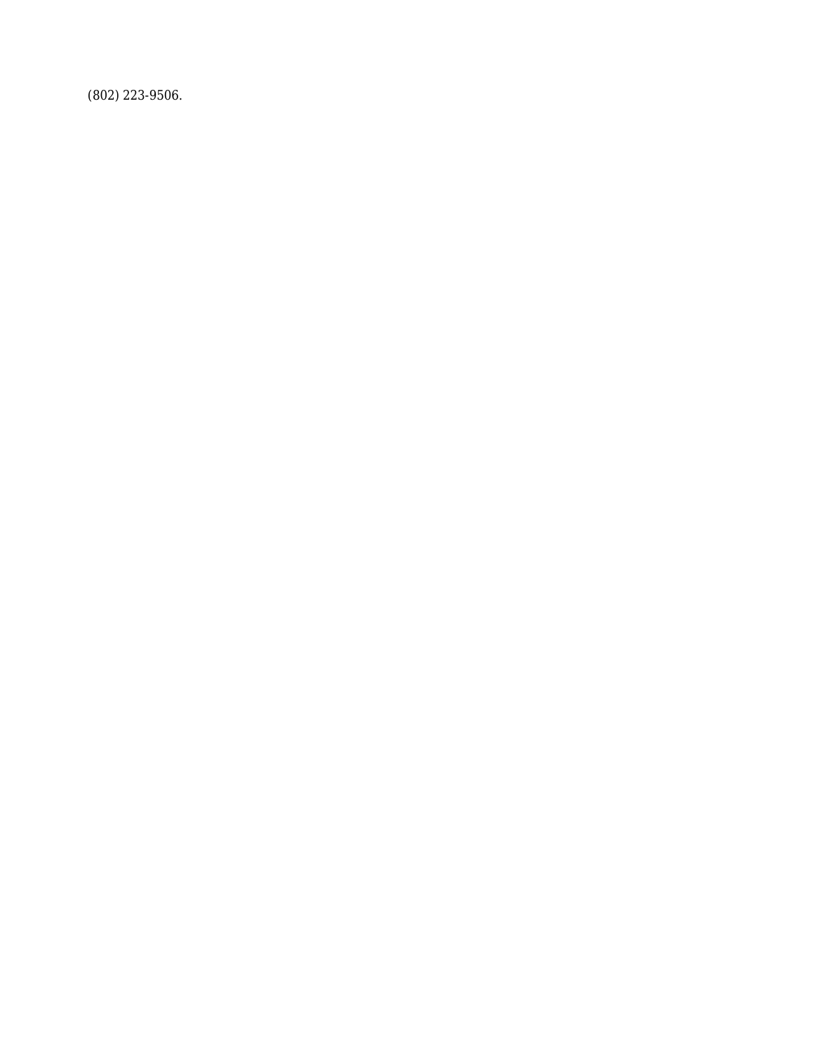(802) 223-9506.